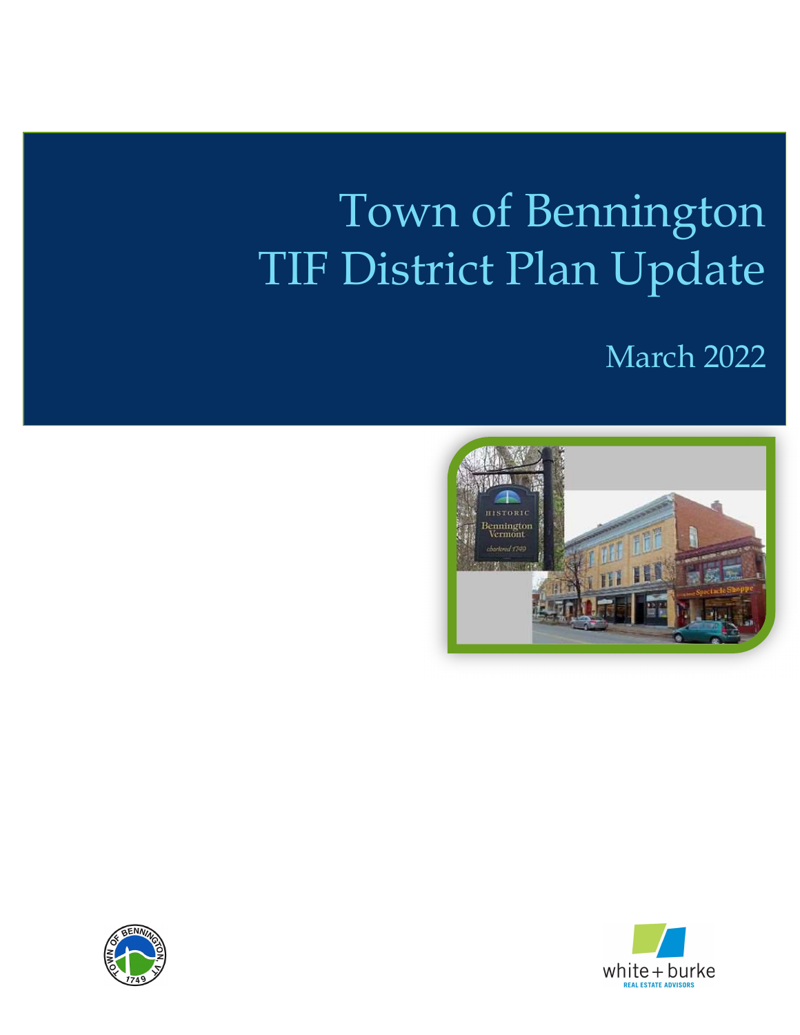# Town of Bennington TIF District Plan Update

March 2022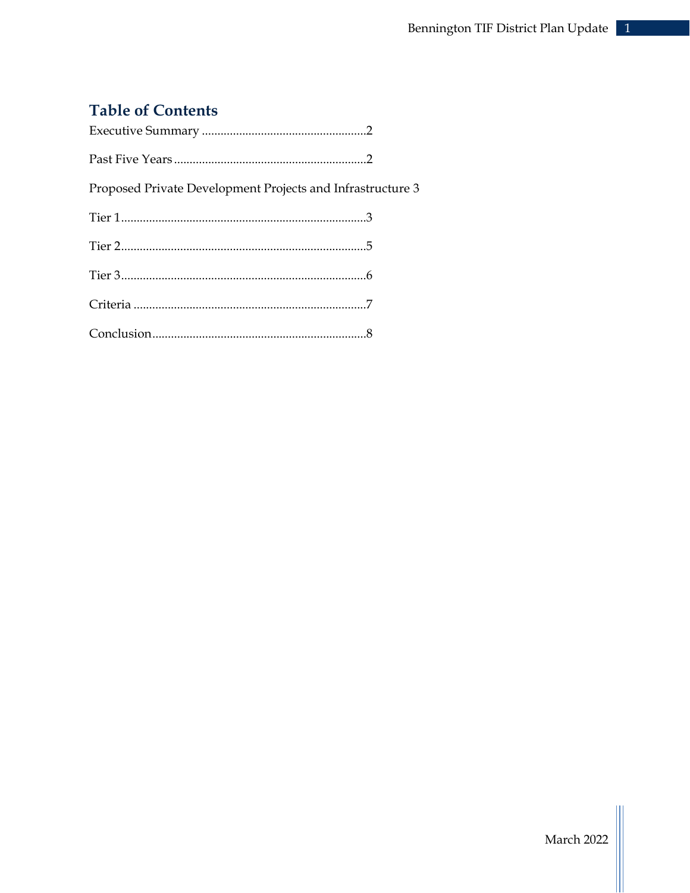## Table of Contents

Executive Summary .....................................................2

Past Five Years .............................................................2

Proposed Private Development Projects and Infrastructure 3

Tier 1..............................................................................3

Tier 2..............................................................................5

Tier 3..............................................................................6

Criteria ..........................................................................7

Conclusion....................................................................8

March 2022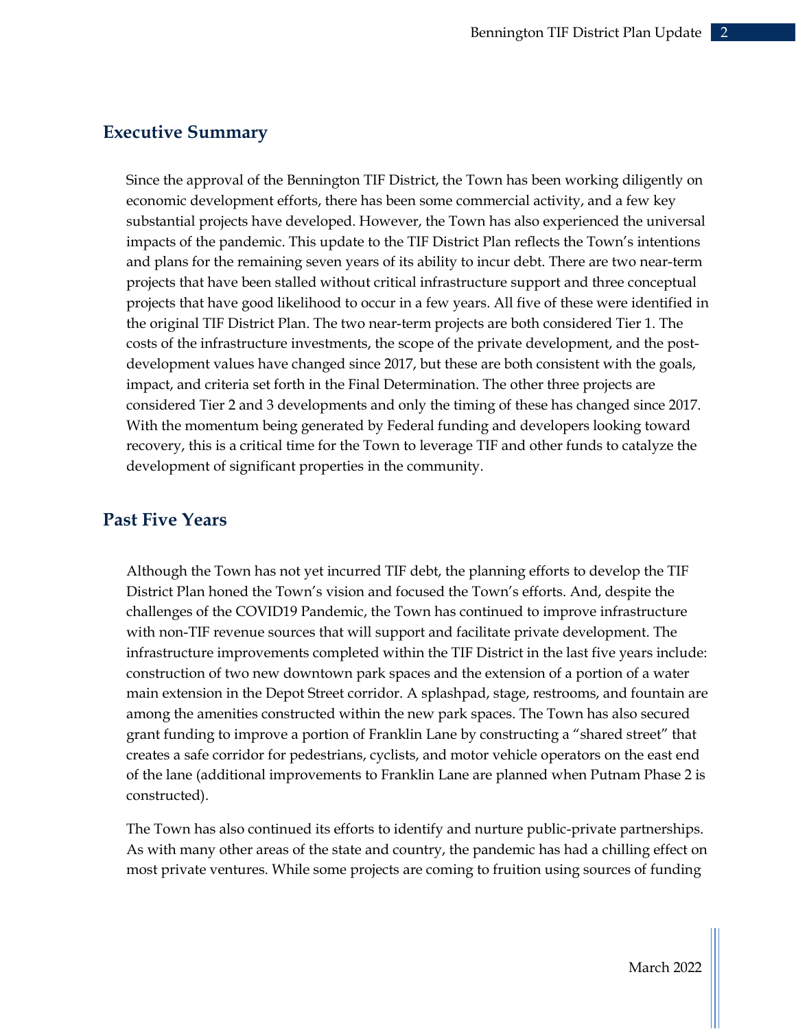## Executive Summary

Since the approval of the Bennington TIF District, the Town has been working diligently on economic development efforts, there has been some commercial activity, and a few key substantial projects have developed. However, the Town has also experienced the universal impacts of the pandemic. This update to the TIF District Plan reflects the Town's intentions and plans for the remaining seven years of its ability to incur debt. There are two near-term projects that have been stalled without critical infrastructure support and three conceptual projects that have good likelihood to occur in a few years. All five of these were identified in the original TIF District Plan. The two near-term projects are both considered Tier 1. The costs of the infrastructure investments, the scope of the private development, and the post-development values have changed since 2017, but these are both consistent with the goals, impact, and criteria set forth in the Final Determination. The other three projects are considered Tier 2 and 3 developments and only the timing of these has changed since 2017. With the momentum being generated by Federal funding and developers looking toward recovery, this is a critical time for the Town to leverage TIF and other funds to catalyze the development of significant properties in the community.

## Past Five Years

Although the Town has not yet incurred TIF debt, the planning efforts to develop the TIF District Plan honed the Town's vision and focused the Town's efforts. And, despite the challenges of the COVID19 Pandemic, the Town has continued to improve infrastructure with non-TIF revenue sources that will support and facilitate private development. The infrastructure improvements completed within the TIF District in the last five years include: construction of two new downtown park spaces and the extension of a portion of a water main extension in the Depot Street corridor. A splashpad, stage, restrooms, and fountain are among the amenities constructed within the new park spaces. The Town has also secured grant funding to improve a portion of Franklin Lane by constructing a "shared street" that creates a safe corridor for pedestrians, cyclists, and motor vehicle operators on the east end of the lane (additional improvements to Franklin Lane are planned when Putnam Phase 2 is constructed).

The Town has also continued its efforts to identify and nurture public-private partnerships. As with many other areas of the state and country, the pandemic has had a chilling effect on most private ventures. While some projects are coming to fruition using sources of funding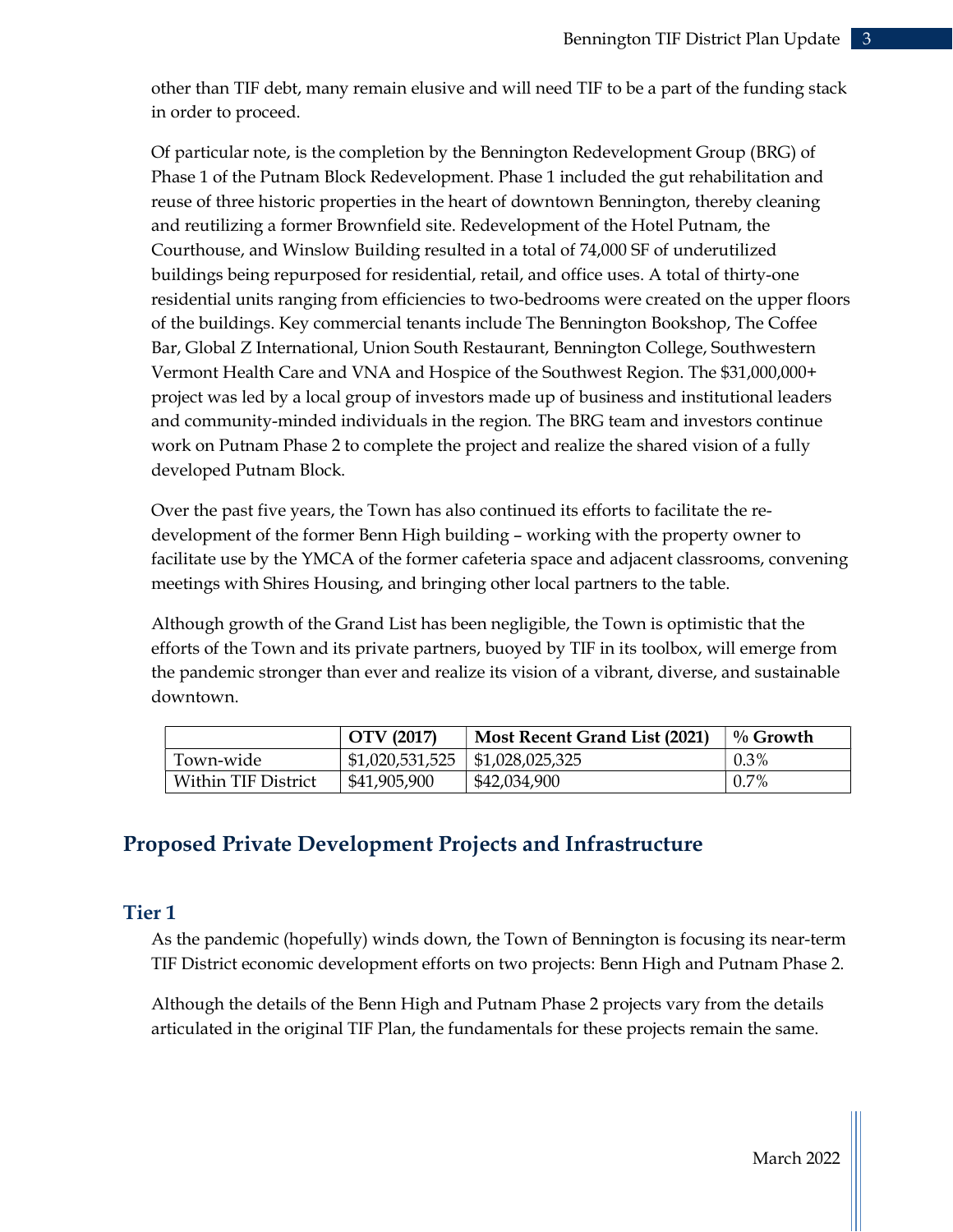other than TIF debt, many remain elusive and will need TIF to be a part of the funding stack in order to proceed.

Of particular note, is the completion by the Bennington Redevelopment Group (BRG) of Phase 1 of the Putnam Block Redevelopment. Phase 1 included the gut rehabilitation and reuse of three historic properties in the heart of downtown Bennington, thereby cleaning and reutilizing a former Brownfield site. Redevelopment of the Hotel Putnam, the Courthouse, and Winslow Building resulted in a total of 74,000 SF of underutilized buildings being repurposed for residential, retail, and office uses. A total of thirty-one residential units ranging from efficiencies to two-bedrooms were created on the upper floors of the buildings. Key commercial tenants include The Bennington Bookshop, The Coffee Bar, Global Z International, Union South Restaurant, Bennington College, Southwestern Vermont Health Care and VNA and Hospice of the Southwest Region. The $31,000,000+ project was led by a local group of investors made up of business and institutional leaders and community-minded individuals in the region. The BRG team and investors continue work on Putnam Phase 2 to complete the project and realize the shared vision of a fully developed Putnam Block.

Over the past five years, the Town has also continued its efforts to facilitate the re-development of the former Benn High building – working with the property owner to facilitate use by the YMCA of the former cafeteria space and adjacent classrooms, convening meetings with Shires Housing, and bringing other local partners to the table.

Although growth of the Grand List has been negligible, the Town is optimistic that the efforts of the Town and its private partners, buoyed by TIF in its toolbox, will emerge from the pandemic stronger than ever and realize its vision of a vibrant, diverse, and sustainable downtown.

| | OTV (2017) | Most Recent Grand List (2021) | % Growth |
|---|---|---|---|
| Town-wide | $1,020,531,525 | $1,028,025,325 | 0.3% |
| Within TIF District | $41,905,900 | $42,034,900 | 0.7% |

## Proposed Private Development Projects and Infrastructure

### Tier 1

As the pandemic (hopefully) winds down, the Town of Bennington is focusing its near-term TIF District economic development efforts on two projects: Benn High and Putnam Phase 2.

Although the details of the Benn High and Putnam Phase 2 projects vary from the details articulated in the original TIF Plan, the fundamentals for these projects remain the same.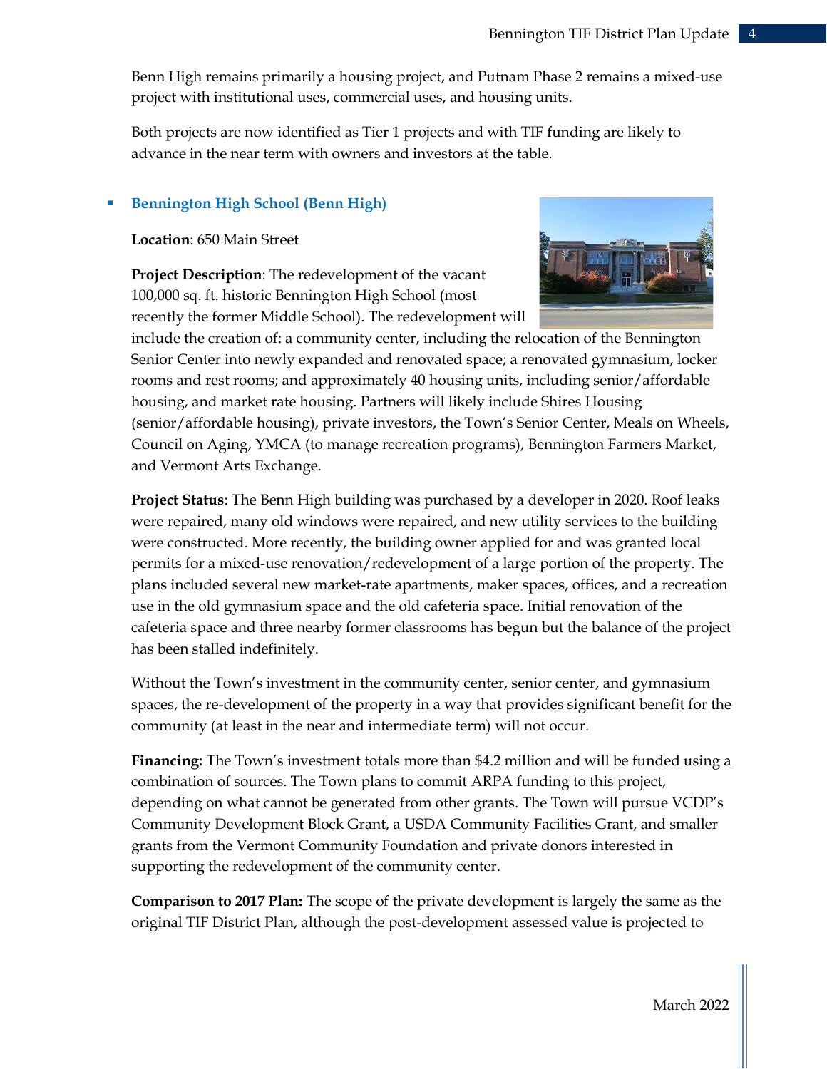Benn High remains primarily a housing project, and Putnam Phase 2 remains a mixed-use project with institutional uses, commercial uses, and housing units.

Both projects are now identified as Tier 1 projects and with TIF funding are likely to advance in the near term with owners and investors at the table.

- **Bennington High School (Benn High)**

**Location**: 650 Main Street

**Project Description**: The redevelopment of the vacant 100,000 sq. ft. historic Bennington High School (most recently the former Middle School). The redevelopment will include the creation of: a community center, including the relocation of the Bennington Senior Center into newly expanded and renovated space; a renovated gymnasium, locker rooms and rest rooms; and approximately 40 housing units, including senior/affordable housing, and market rate housing. Partners will likely include Shires Housing (senior/affordable housing), private investors, the Town's Senior Center, Meals on Wheels, Council on Aging, YMCA (to manage recreation programs), Bennington Farmers Market, and Vermont Arts Exchange.

**Project Status**: The Benn High building was purchased by a developer in 2020. Roof leaks were repaired, many old windows were repaired, and new utility services to the building were constructed. More recently, the building owner applied for and was granted local permits for a mixed-use renovation/redevelopment of a large portion of the property. The plans included several new market-rate apartments, maker spaces, offices, and a recreation use in the old gymnasium space and the old cafeteria space. Initial renovation of the cafeteria space and three nearby former classrooms has begun but the balance of the project has been stalled indefinitely.

Without the Town's investment in the community center, senior center, and gymnasium spaces, the re-development of the property in a way that provides significant benefit for the community (at least in the near and intermediate term) will not occur.

**Financing:** The Town's investment totals more than $4.2 million and will be funded using a combination of sources. The Town plans to commit ARPA funding to this project, depending on what cannot be generated from other grants. The Town will pursue VCDP's Community Development Block Grant, a USDA Community Facilities Grant, and smaller grants from the Vermont Community Foundation and private donors interested in supporting the redevelopment of the community center.

**Comparison to 2017 Plan:** The scope of the private development is largely the same as the original TIF District Plan, although the post-development assessed value is projected to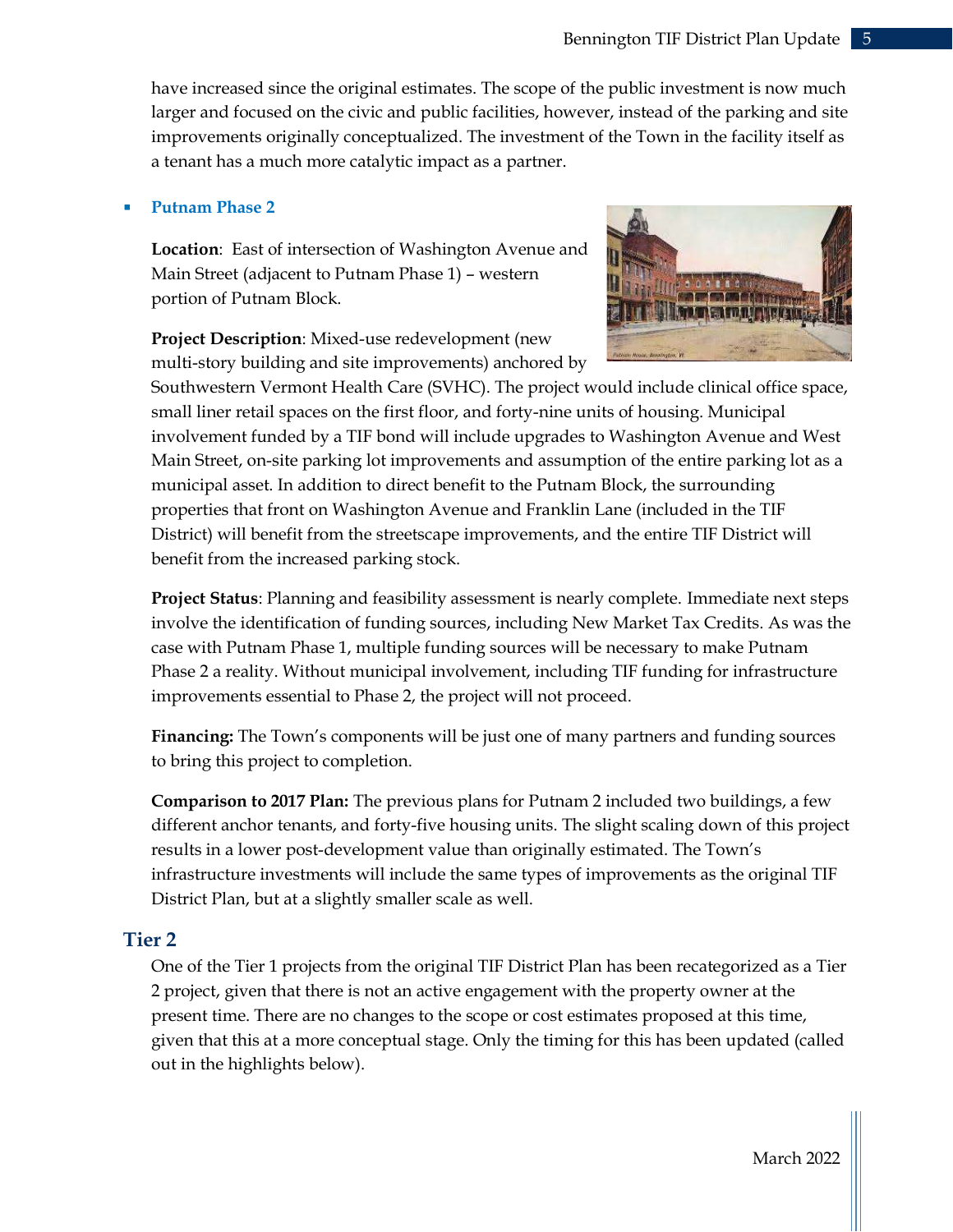have increased since the original estimates. The scope of the public investment is now much larger and focused on the civic and public facilities, however, instead of the parking and site improvements originally conceptualized. The investment of the Town in the facility itself as a tenant has a much more catalytic impact as a partner.

- **Putnam Phase 2**

  **Location**: East of intersection of Washington Avenue and Main Street (adjacent to Putnam Phase 1) – western portion of Putnam Block.

  **Project Description**: Mixed-use redevelopment (new multi-story building and site improvements) anchored by Southwestern Vermont Health Care (SVHC). The project would include clinical office space, small liner retail spaces on the first floor, and forty-nine units of housing. Municipal involvement funded by a TIF bond will include upgrades to Washington Avenue and West Main Street, on-site parking lot improvements and assumption of the entire parking lot as a municipal asset. In addition to direct benefit to the Putnam Block, the surrounding properties that front on Washington Avenue and Franklin Lane (included in the TIF District) will benefit from the streetscape improvements, and the entire TIF District will benefit from the increased parking stock.

  **Project Status**: Planning and feasibility assessment is nearly complete. Immediate next steps involve the identification of funding sources, including New Market Tax Credits. As was the case with Putnam Phase 1, multiple funding sources will be necessary to make Putnam Phase 2 a reality. Without municipal involvement, including TIF funding for infrastructure improvements essential to Phase 2, the project will not proceed.

  **Financing:** The Town's components will be just one of many partners and funding sources to bring this project to completion.

  **Comparison to 2017 Plan:** The previous plans for Putnam 2 included two buildings, a few different anchor tenants, and forty-five housing units. The slight scaling down of this project results in a lower post-development value than originally estimated. The Town's infrastructure investments will include the same types of improvements as the original TIF District Plan, but at a slightly smaller scale as well.

## Tier 2

One of the Tier 1 projects from the original TIF District Plan has been recategorized as a Tier 2 project, given that there is not an active engagement with the property owner at the present time. There are no changes to the scope or cost estimates proposed at this time, given that this at a more conceptual stage. Only the timing for this has been updated (called out in the highlights below).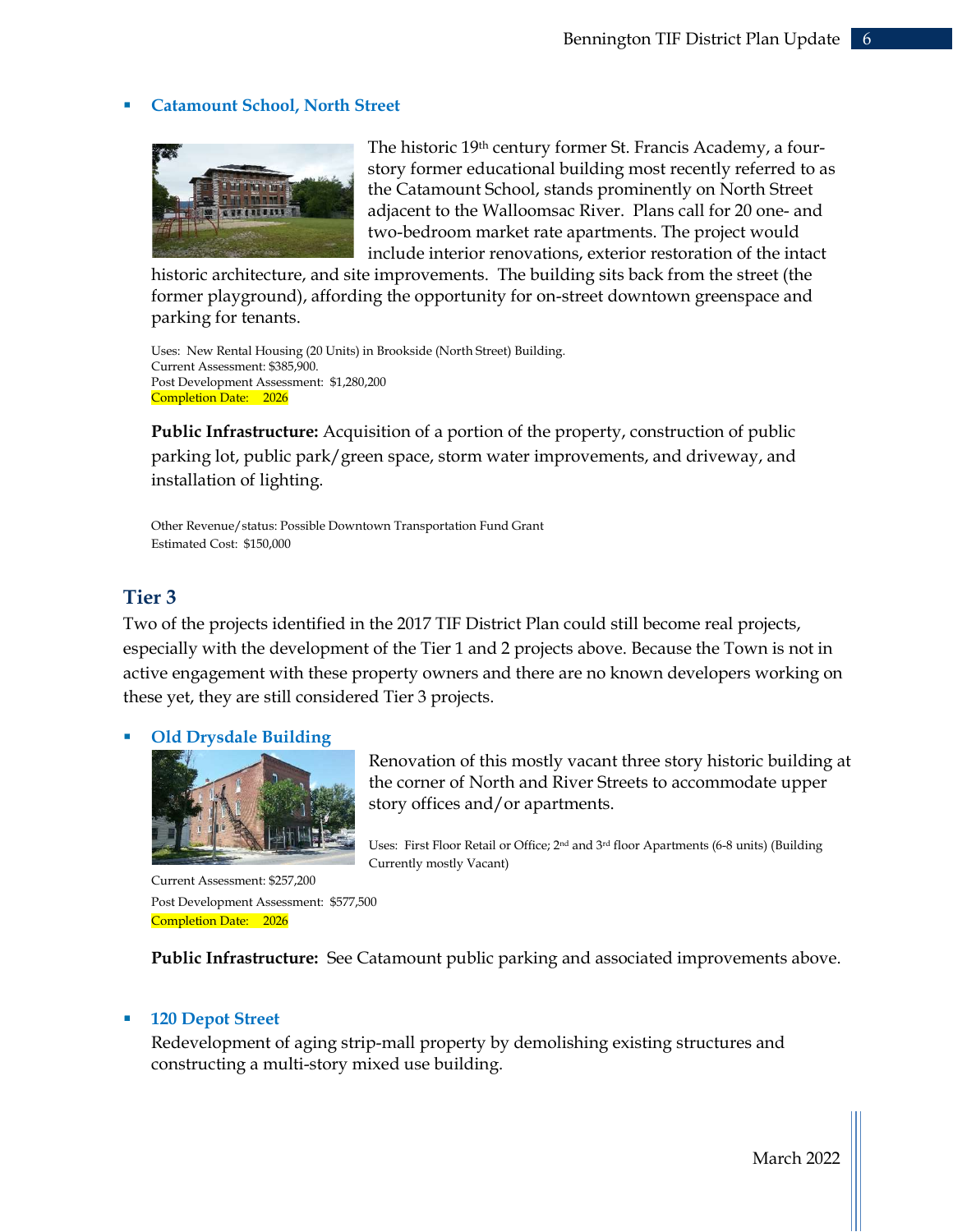- **Catamount School, North Street**

The historic 19th century former St. Francis Academy, a four-story former educational building most recently referred to as the Catamount School, stands prominently on North Street adjacent to the Walloomsac River. Plans call for 20 one- and two-bedroom market rate apartments. The project would include interior renovations, exterior restoration of the intact historic architecture, and site improvements. The building sits back from the street (the former playground), affording the opportunity for on-street downtown greenspace and parking for tenants.

Uses: New Rental Housing (20 Units) in Brookside (North Street) Building.
Current Assessment: $385,900.
Post Development Assessment: $1,280,200
Completion Date: 2026

**Public Infrastructure:** Acquisition of a portion of the property, construction of public parking lot, public park/green space, storm water improvements, and driveway, and installation of lighting.

Other Revenue/status: Possible Downtown Transportation Fund Grant
Estimated Cost: $150,000

## Tier 3

Two of the projects identified in the 2017 TIF District Plan could still become real projects, especially with the development of the Tier 1 and 2 projects above. Because the Town is not in active engagement with these property owners and there are no known developers working on these yet, they are still considered Tier 3 projects.

- **Old Drysdale Building**

Renovation of this mostly vacant three story historic building at the corner of North and River Streets to accommodate upper story offices and/or apartments.

Uses: First Floor Retail or Office; 2nd and 3rd floor Apartments (6-8 units) (Building Currently mostly Vacant)

Current Assessment: $257,200
Post Development Assessment: $577,500
Completion Date: 2026

**Public Infrastructure:** See Catamount public parking and associated improvements above.

- **120 Depot Street**

Redevelopment of aging strip-mall property by demolishing existing structures and constructing a multi-story mixed use building.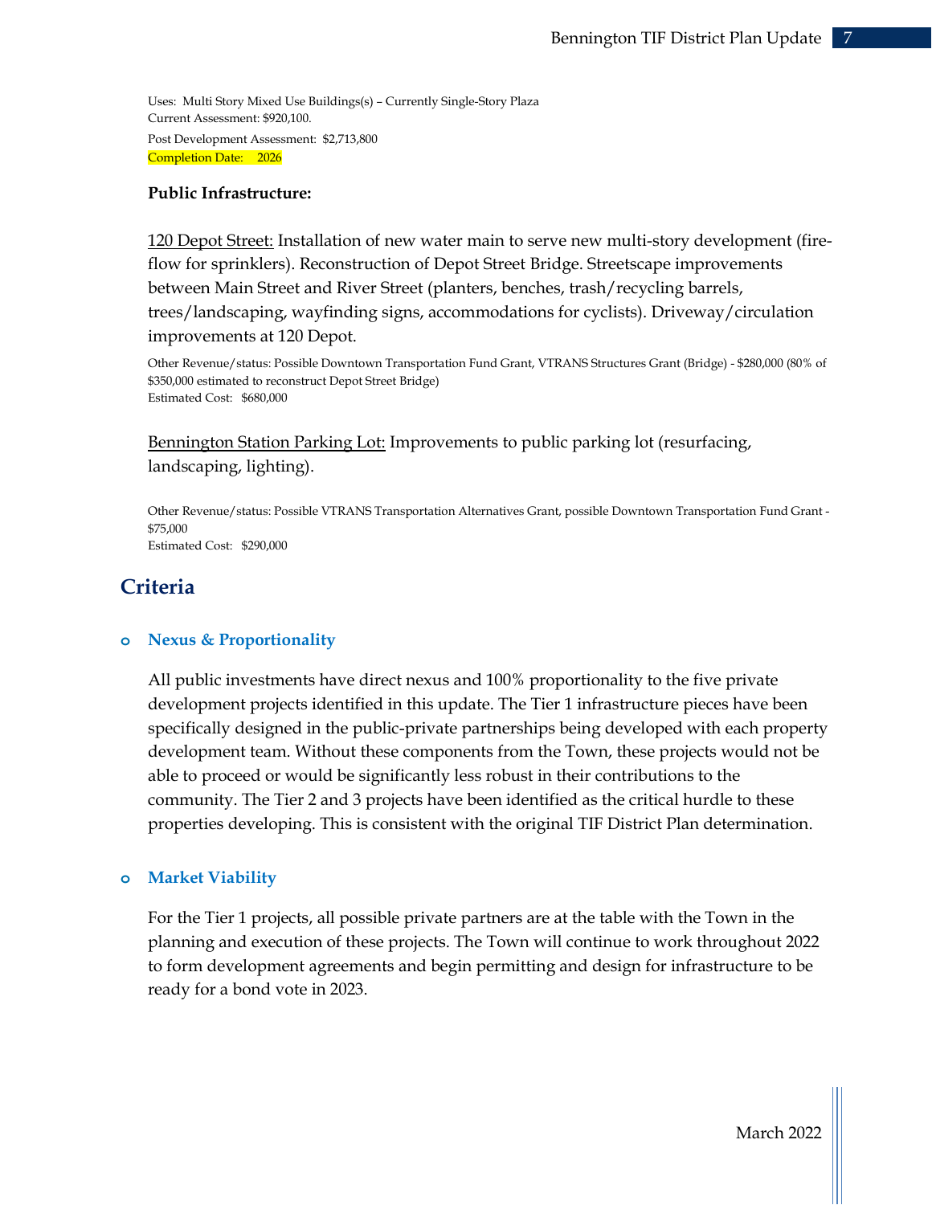Uses: Multi Story Mixed Use Buildings(s) – Currently Single-Story Plaza
Current Assessment: $920,100.
Post Development Assessment: $2,713,800
Completion Date: 2026

**Public Infrastructure:**

120 Depot Street: Installation of new water main to serve new multi-story development (fire-flow for sprinklers). Reconstruction of Depot Street Bridge. Streetscape improvements between Main Street and River Street (planters, benches, trash/recycling barrels, trees/landscaping, wayfinding signs, accommodations for cyclists). Driveway/circulation improvements at 120 Depot.

Other Revenue/status: Possible Downtown Transportation Fund Grant, VTRANS Structures Grant (Bridge) - $280,000 (80% of $350,000 estimated to reconstruct Depot Street Bridge)
Estimated Cost: $680,000

Bennington Station Parking Lot: Improvements to public parking lot (resurfacing, landscaping, lighting).

Other Revenue/status: Possible VTRANS Transportation Alternatives Grant, possible Downtown Transportation Fund Grant - $75,000
Estimated Cost: $290,000

## Criteria

- ### Nexus & Proportionality

All public investments have direct nexus and 100% proportionality to the five private development projects identified in this update. The Tier 1 infrastructure pieces have been specifically designed in the public-private partnerships being developed with each property development team. Without these components from the Town, these projects would not be able to proceed or would be significantly less robust in their contributions to the community. The Tier 2 and 3 projects have been identified as the critical hurdle to these properties developing. This is consistent with the original TIF District Plan determination.

- ### Market Viability

For the Tier 1 projects, all possible private partners are at the table with the Town in the planning and execution of these projects. The Town will continue to work throughout 2022 to form development agreements and begin permitting and design for infrastructure to be ready for a bond vote in 2023.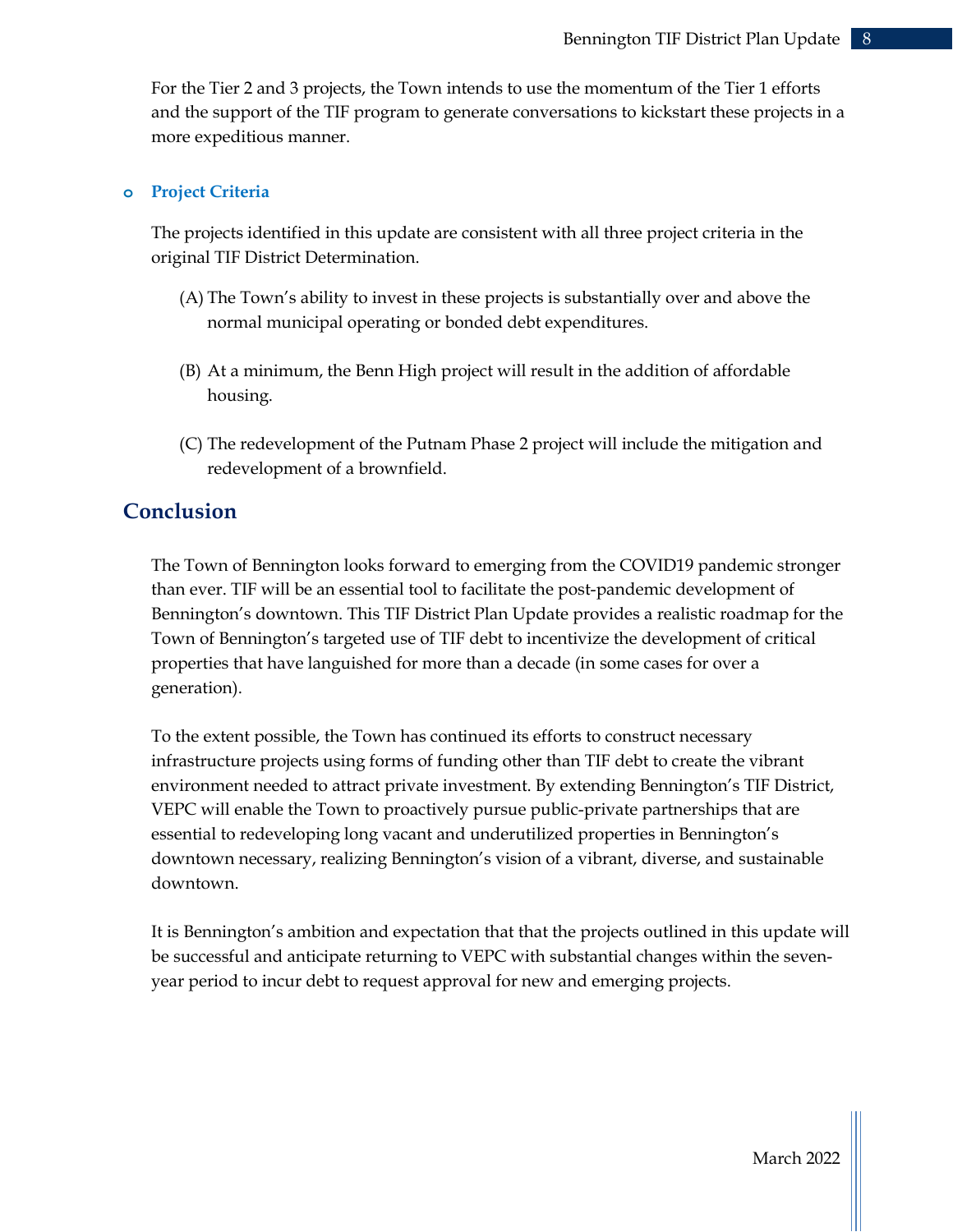For the Tier 2 and 3 projects, the Town intends to use the momentum of the Tier 1 efforts and the support of the TIF program to generate conversations to kickstart these projects in a more expeditious manner.

- **Project Criteria**

The projects identified in this update are consistent with all three project criteria in the original TIF District Determination.

(A) The Town's ability to invest in these projects is substantially over and above the normal municipal operating or bonded debt expenditures.

(B) At a minimum, the Benn High project will result in the addition of affordable housing.

(C) The redevelopment of the Putnam Phase 2 project will include the mitigation and redevelopment of a brownfield.

## Conclusion

The Town of Bennington looks forward to emerging from the COVID19 pandemic stronger than ever. TIF will be an essential tool to facilitate the post-pandemic development of Bennington's downtown. This TIF District Plan Update provides a realistic roadmap for the Town of Bennington's targeted use of TIF debt to incentivize the development of critical properties that have languished for more than a decade (in some cases for over a generation).

To the extent possible, the Town has continued its efforts to construct necessary infrastructure projects using forms of funding other than TIF debt to create the vibrant environment needed to attract private investment. By extending Bennington's TIF District, VEPC will enable the Town to proactively pursue public-private partnerships that are essential to redeveloping long vacant and underutilized properties in Bennington's downtown necessary, realizing Bennington's vision of a vibrant, diverse, and sustainable downtown.

It is Bennington's ambition and expectation that that the projects outlined in this update will be successful and anticipate returning to VEPC with substantial changes within the seven-year period to incur debt to request approval for new and emerging projects.